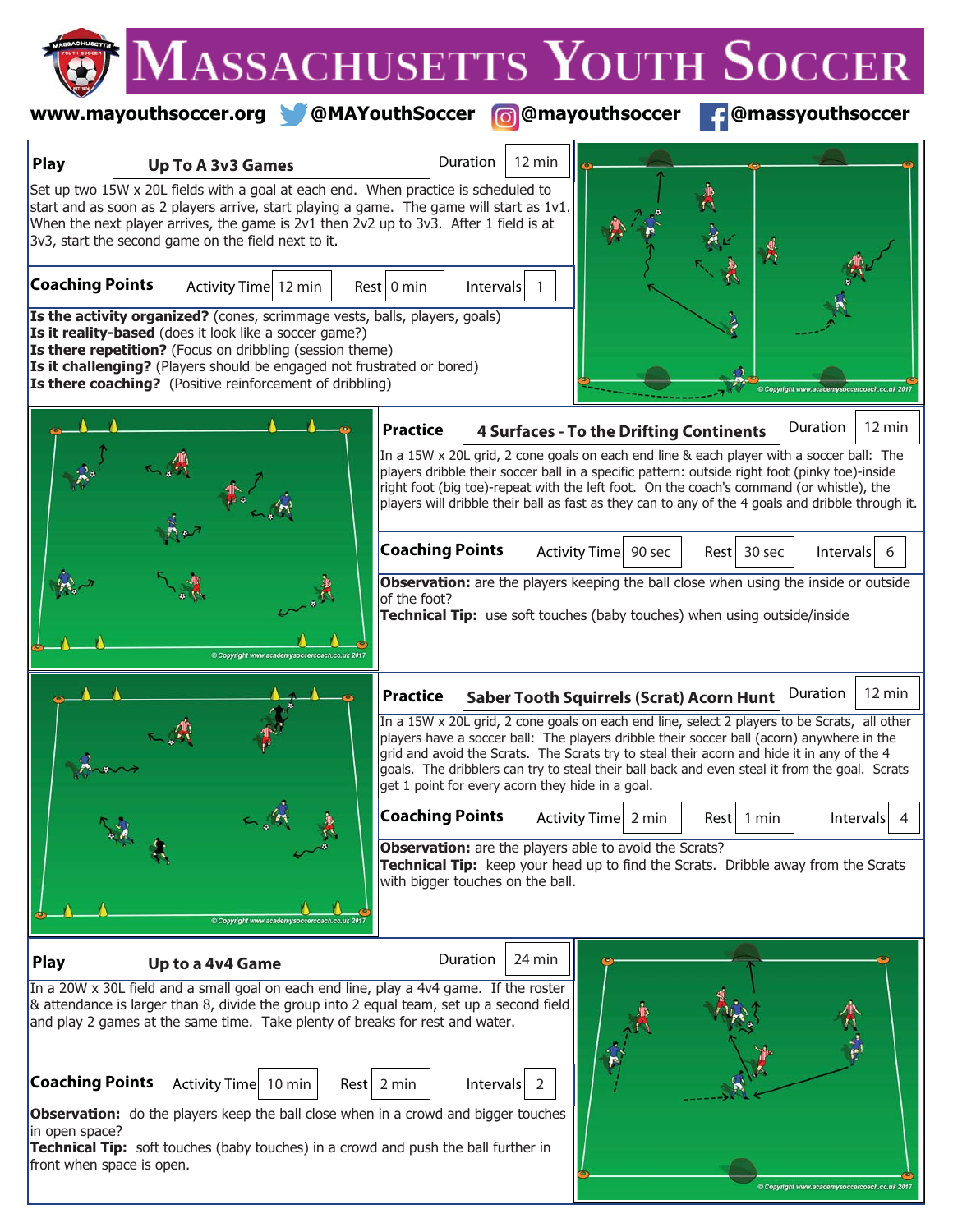# Massachusetts Youth Soccer

www.mayouthsoccer.org @MAYouthSoccer @mayouthsoccer @massyouthsoccer

## Play: Up To A 3v3 Games

Duration: 12 min

Set up two 15W x 20L fields with a goal at each end. When practice is scheduled to start and as soon as 2 players arrive, start playing a game. The game will start as 1v1. When the next player arrives, the game is 2v1 then 2v2 up to 3v3. After 1 field is at 3v3, start the second game on the field next to it.

**Coaching Points** — Activity Time: 12 min | Rest: 0 min | Intervals: 1

**Is the activity organized?** (cones, scrimmage vests, balls, players, goals)
**Is it reality-based** (does it look like a soccer game?)
**Is there repetition?** (Focus on dribbling (session theme)
**Is it challenging?** (Players should be engaged not frustrated or bored)
**Is there coaching?** (Positive reinforcement of dribbling)

© Copyright www.academysoccercoach.co.uk 2017

## Practice: 4 Surfaces - To the Drifting Continents

Duration: 12 min

In a 15W x 20L grid, 2 cone goals on each end line & each player with a soccer ball: The players dribble their soccer ball in a specific pattern: outside right foot (pinky toe)-inside right foot (big toe)-repeat with the left foot. On the coach's command (or whistle), the players will dribble their ball as fast as they can to any of the 4 goals and dribble through it.

**Coaching Points** — Activity Time: 90 sec | Rest: 30 sec | Intervals: 6

**Observation:** are the players keeping the ball close when using the inside or outside of the foot?
**Technical Tip:** use soft touches (baby touches) when using outside/inside

© Copyright www.academysoccercoach.co.uk 2017

## Practice: Saber Tooth Squirrels (Scrat) Acorn Hunt

Duration: 12 min

In a 15W x 20L grid, 2 cone goals on each end line, select 2 players to be Scrats, all other players have a soccer ball: The players dribble their soccer ball (acorn) anywhere in the grid and avoid the Scrats. The Scrats try to steal their acorn and hide it in any of the 4 goals. The dribblers can try to steal their ball back and even steal it from the goal. Scrats get 1 point for every acorn they hide in a goal.

**Coaching Points** — Activity Time: 2 min | Rest: 1 min | Intervals: 4

**Observation:** are the players able to avoid the Scrats?
**Technical Tip:** keep your head up to find the Scrats. Dribble away from the Scrats with bigger touches on the ball.

© Copyright www.academysoccercoach.co.uk 2017

## Play: Up to a 4v4 Game

Duration: 24 min

In a 20W x 30L field and a small goal on each end line, play a 4v4 game. If the roster & attendance is larger than 8, divide the group into 2 equal team, set up a second field and play 2 games at the same time. Take plenty of breaks for rest and water.

**Coaching Points** — Activity Time: 10 min | Rest: 2 min | Intervals: 2

**Observation:** do the players keep the ball close when in a crowd and bigger touches in open space?
**Technical Tip:** soft touches (baby touches) in a crowd and push the ball further in front when space is open.

© Copyright www.academysoccercoach.co.uk 2017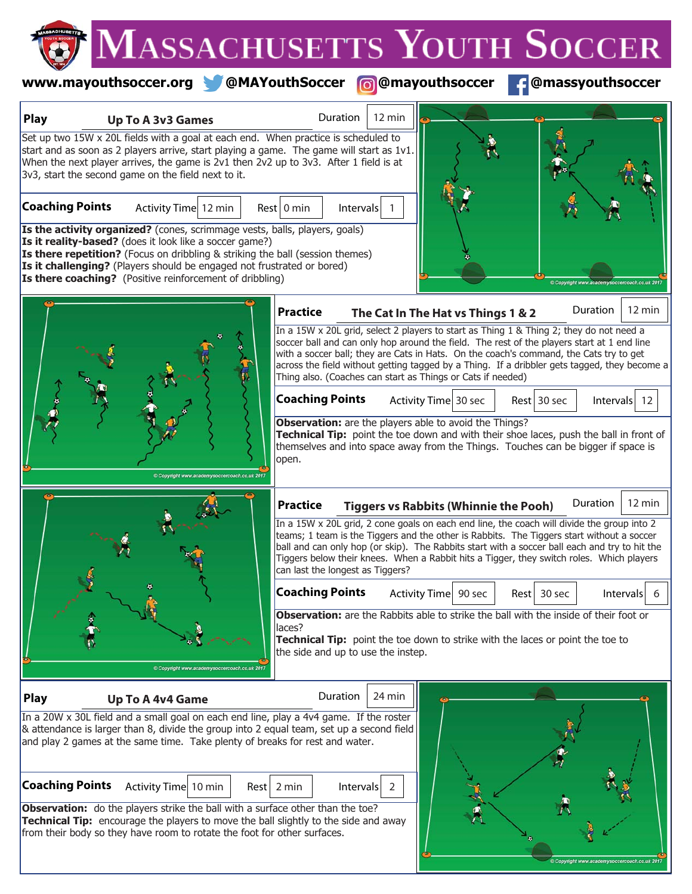# Massachusetts Youth Soccer

www.mayouthsoccer.org @MAYouthSoccer @mayouthsoccer @massyouthsoccer

## Play — Up To A 3v3 Games

Duration: 12 min

Set up two 15W x 20L fields with a goal at each end. When practice is scheduled to start and as soon as 2 players arrive, start playing a game. The game will start as 1v1. When the next player arrives, the game is 2v1 then 2v2 up to 3v3. After 1 field is at 3v3, start the second game on the field next to it.

**Coaching Points** — Activity Time: 12 min | Rest: 0 min | Intervals: 1

**Is the activity organized?** (cones, scrimmage vests, balls, players, goals)
**Is it reality-based?** (does it look like a soccer game?)
**Is there repetition?** (Focus on dribbling & striking the ball (session themes)
**Is it challenging?** (Players should be engaged not frustrated or bored)
**Is there coaching?** (Positive reinforcement of dribbling)

© Copyright www.academysoccercoach.co.uk 2017

## Practice — The Cat In The Hat vs Things 1 & 2

Duration: 12 min

In a 15W x 20L grid, select 2 players to start as Thing 1 & Thing 2; they do not need a soccer ball and can only hop around the field. The rest of the players start at 1 end line with a soccer ball; they are Cats in Hats. On the coach's command, the Cats try to get across the field without getting tagged by a Thing. If a dribbler gets tagged, they become a Thing also. (Coaches can start as Things or Cats if needed)

**Coaching Points** — Activity Time: 30 sec | Rest: 30 sec | Intervals: 12

**Observation:** are the players able to avoid the Things?
**Technical Tip:** point the toe down and with their shoe laces, push the ball in front of themselves and into space away from the Things. Touches can be bigger if space is open.

© Copyright www.academysoccercoach.co.uk 2017

## Practice — Tiggers vs Rabbits (Whinnie the Pooh)

Duration: 12 min

In a 15W x 20L grid, 2 cone goals on each end line, the coach will divide the group into 2 teams; 1 team is the Tiggers and the other is Rabbits. The Tiggers start without a soccer ball and can only hop (or skip). The Rabbits start with a soccer ball each and try to hit the Tiggers below their knees. When a Rabbit hits a Tigger, they switch roles. Which players can last the longest as Tiggers?

**Coaching Points** — Activity Time: 90 sec | Rest: 30 sec | Intervals: 6

**Observation:** are the Rabbits able to strike the ball with the inside of their foot or laces?
**Technical Tip:** point the toe down to strike with the laces or point the toe to the side and up to use the instep.

© Copyright www.academysoccercoach.co.uk 2017

## Play — Up To A 4v4 Game

Duration: 24 min

In a 20W x 30L field and a small goal on each end line, play a 4v4 game. If the roster & attendance is larger than 8, divide the group into 2 equal team, set up a second field and play 2 games at the same time. Take plenty of breaks for rest and water.

**Coaching Points** — Activity Time: 10 min | Rest: 2 min | Intervals: 2

**Observation:** do the players strike the ball with a surface other than the toe?
**Technical Tip:** encourage the players to move the ball slightly to the side and away from their body so they have room to rotate the foot for other surfaces.

© Copyright www.academysoccercoach.co.uk 2017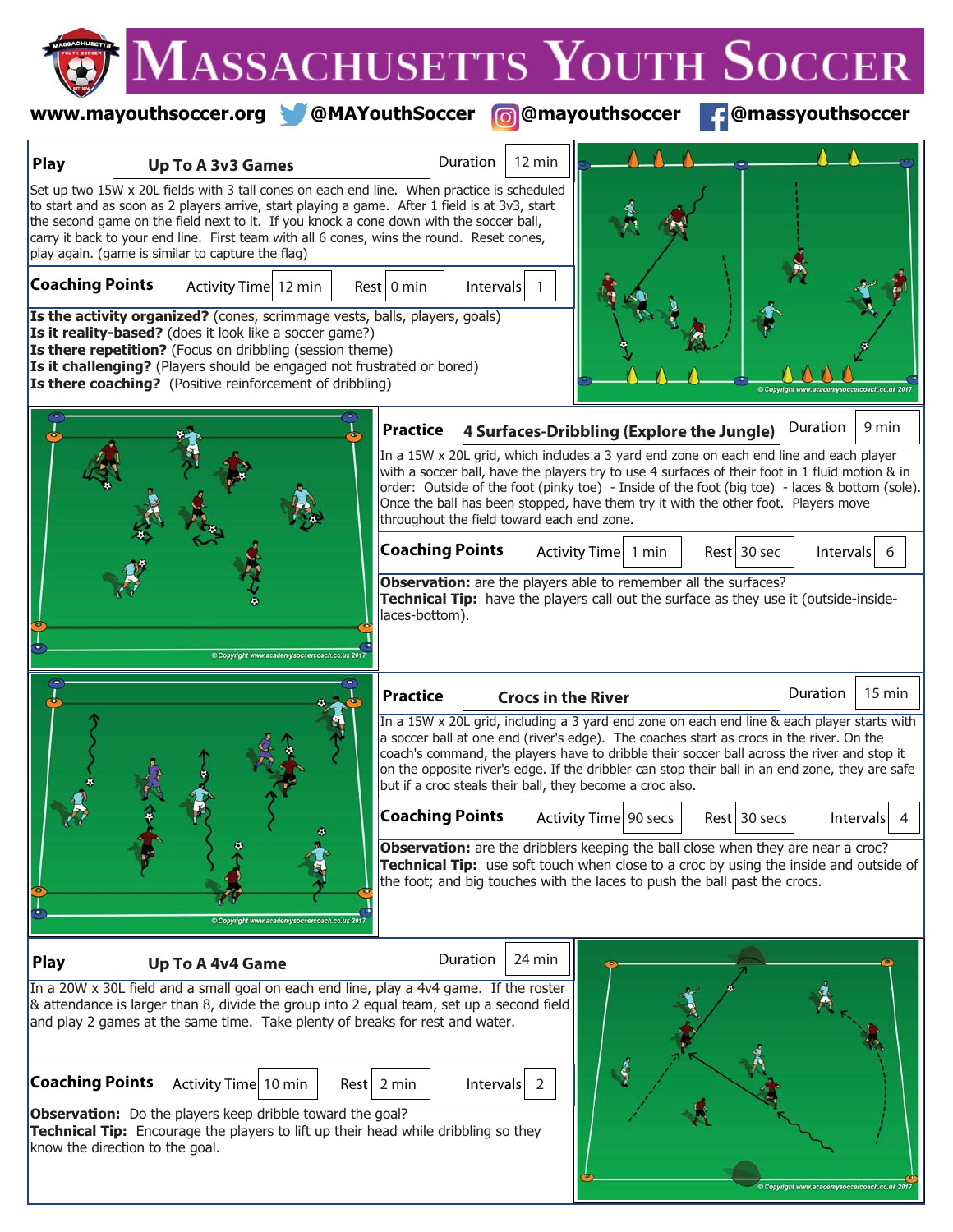# Massachusetts Youth Soccer

www.mayouthsoccer.org @MAYouthSoccer @mayouthsoccer @massyouthsoccer

## Play — Up To A 3v3 Games

**Duration:** 12 min

Set up two 15W x 20L fields with 3 tall cones on each end line. When practice is scheduled to start and as soon as 2 players arrive, start playing a game. After 1 field is at 3v3, start the second game on the field next to it. If you knock a cone down with the soccer ball, carry it back to your end line. First team with all 6 cones, wins the round. Reset cones, play again. (game is similar to capture the flag)

**Coaching Points**

| Activity Time | Rest | Intervals |
|---|---|---|
| 12 min | 0 min | 1 |

**Is the activity organized?** (cones, scrimmage vests, balls, players, goals)
**Is it reality-based?** (does it look like a soccer game?)
**Is there repetition?** (Focus on dribbling (session theme)
**Is it challenging?** (Players should be engaged not frustrated or bored)
**Is there coaching?** (Positive reinforcement of dribbling)

## Practice — 4 Surfaces-Dribbling (Explore the Jungle)

**Duration:** 9 min

In a 15W x 20L grid, which includes a 3 yard end zone on each end line and each player with a soccer ball, have the players try to use 4 surfaces of their foot in 1 fluid motion & in order: Outside of the foot (pinky toe) - Inside of the foot (big toe) - laces & bottom (sole). Once the ball has been stopped, have them try it with the other foot. Players move throughout the field toward each end zone.

**Coaching Points**

| Activity Time | Rest | Intervals |
|---|---|---|
| 1 min | 30 sec | 6 |

**Observation:** are the players able to remember all the surfaces?
**Technical Tip:** have the players call out the surface as they use it (outside-inside-laces-bottom).

## Practice — Crocs in the River

**Duration:** 15 min

In a 15W x 20L grid, including a 3 yard end zone on each end line & each player starts with a soccer ball at one end (river's edge). The coaches start as crocs in the river. On the coach's command, the players have to dribble their soccer ball across the river and stop it on the opposite river's edge. If the dribbler can stop their ball in an end zone, they are safe but if a croc steals their ball, they become a croc also.

**Coaching Points**

| Activity Time | Rest | Intervals |
|---|---|---|
| 90 secs | 30 secs | 4 |

**Observation:** are the dribblers keeping the ball close when they are near a croc?
**Technical Tip:** use soft touch when close to a croc by using the inside and outside of the foot; and big touches with the laces to push the ball past the crocs.

## Play — Up To A 4v4 Game

**Duration:** 24 min

In a 20W x 30L field and a small goal on each end line, play a 4v4 game. If the roster & attendance is larger than 8, divide the group into 2 equal team, set up a second field and play 2 games at the same time. Take plenty of breaks for rest and water.

**Coaching Points**

| Activity Time | Rest | Intervals |
|---|---|---|
| 10 min | 2 min | 2 |

**Observation:** Do the players keep dribble toward the goal?
**Technical Tip:** Encourage the players to lift up their head while dribbling so they know the direction to the goal.

© Copyright www.academysoccercoach.co.uk 2017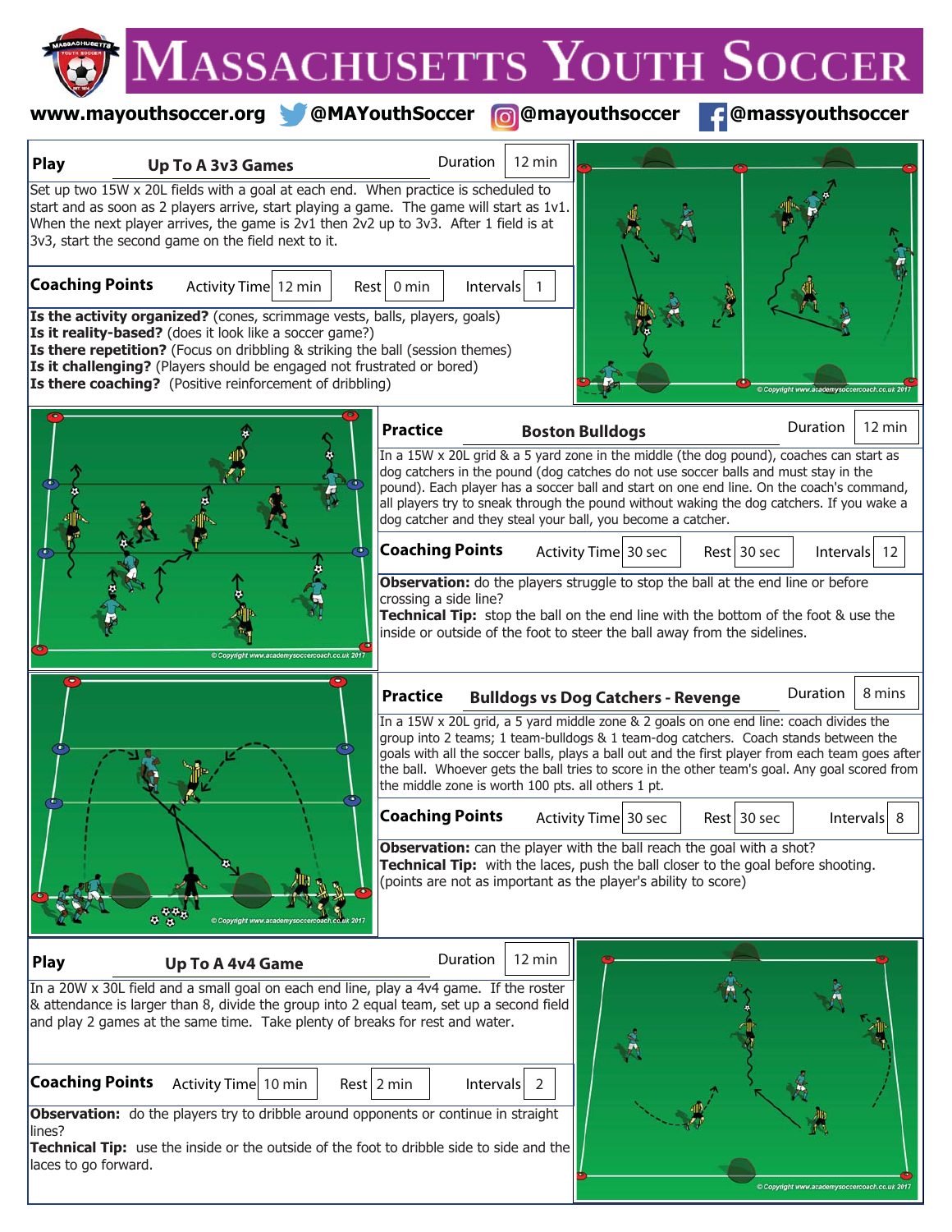# Massachusetts Youth Soccer

www.mayouthsoccer.org @MAYouthSoccer @mayouthsoccer @massyouthsoccer

## Play — Up To A 3v3 Games

Duration: 12 min

Set up two 15W x 20L fields with a goal at each end. When practice is scheduled to start and as soon as 2 players arrive, start playing a game. The game will start as 1v1. When the next player arrives, the game is 2v1 then 2v2 up to 3v3. After 1 field is at 3v3, start the second game on the field next to it.

| Coaching Points | Activity Time | Rest | Intervals |
|---|---|---|---|
| | 12 min | 0 min | 1 |

**Is the activity organized?** (cones, scrimmage vests, balls, players, goals)
**Is it reality-based?** (does it look like a soccer game?)
**Is there repetition?** (Focus on dribbling & striking the ball (session themes)
**Is it challenging?** (Players should be engaged not frustrated or bored)
**Is there coaching?** (Positive reinforcement of dribbling)

## Practice — Boston Bulldogs

Duration: 12 min

In a 15W x 20L grid & a 5 yard zone in the middle (the dog pound), coaches can start as dog catchers in the pound (dog catches do not use soccer balls and must stay in the pound). Each player has a soccer ball and start on one end line. On the coach's command, all players try to sneak through the pound without waking the dog catchers. If you wake a dog catcher and they steal your ball, you become a catcher.

| Coaching Points | Activity Time | Rest | Intervals |
|---|---|---|---|
| | 30 sec | 30 sec | 12 |

**Observation:** do the players struggle to stop the ball at the end line or before crossing a side line?
**Technical Tip:** stop the ball on the end line with the bottom of the foot & use the inside or outside of the foot to steer the ball away from the sidelines.

## Practice — Bulldogs vs Dog Catchers - Revenge

Duration: 8 mins

In a 15W x 20L grid, a 5 yard middle zone & 2 goals on one end line: coach divides the group into 2 teams; 1 team-bulldogs & 1 team-dog catchers. Coach stands between the goals with all the soccer balls, plays a ball out and the first player from each team goes after the ball. Whoever gets the ball tries to score in the other team's goal. Any goal scored from the middle zone is worth 100 pts. all others 1 pt.

| Coaching Points | Activity Time | Rest | Intervals |
|---|---|---|---|
| | 30 sec | 30 sec | 8 |

**Observation:** can the player with the ball reach the goal with a shot?
**Technical Tip:** with the laces, push the ball closer to the goal before shooting. (points are not as important as the player's ability to score)

## Play — Up To A 4v4 Game

Duration: 12 min

In a 20W x 30L field and a small goal on each end line, play a 4v4 game. If the roster & attendance is larger than 8, divide the group into 2 equal team, set up a second field and play 2 games at the same time. Take plenty of breaks for rest and water.

| Coaching Points | Activity Time | Rest | Intervals |
|---|---|---|---|
| | 10 min | 2 min | 2 |

**Observation:** do the players try to dribble around opponents or continue in straight lines?
**Technical Tip:** use the inside or the outside of the foot to dribble side to side and the laces to go forward.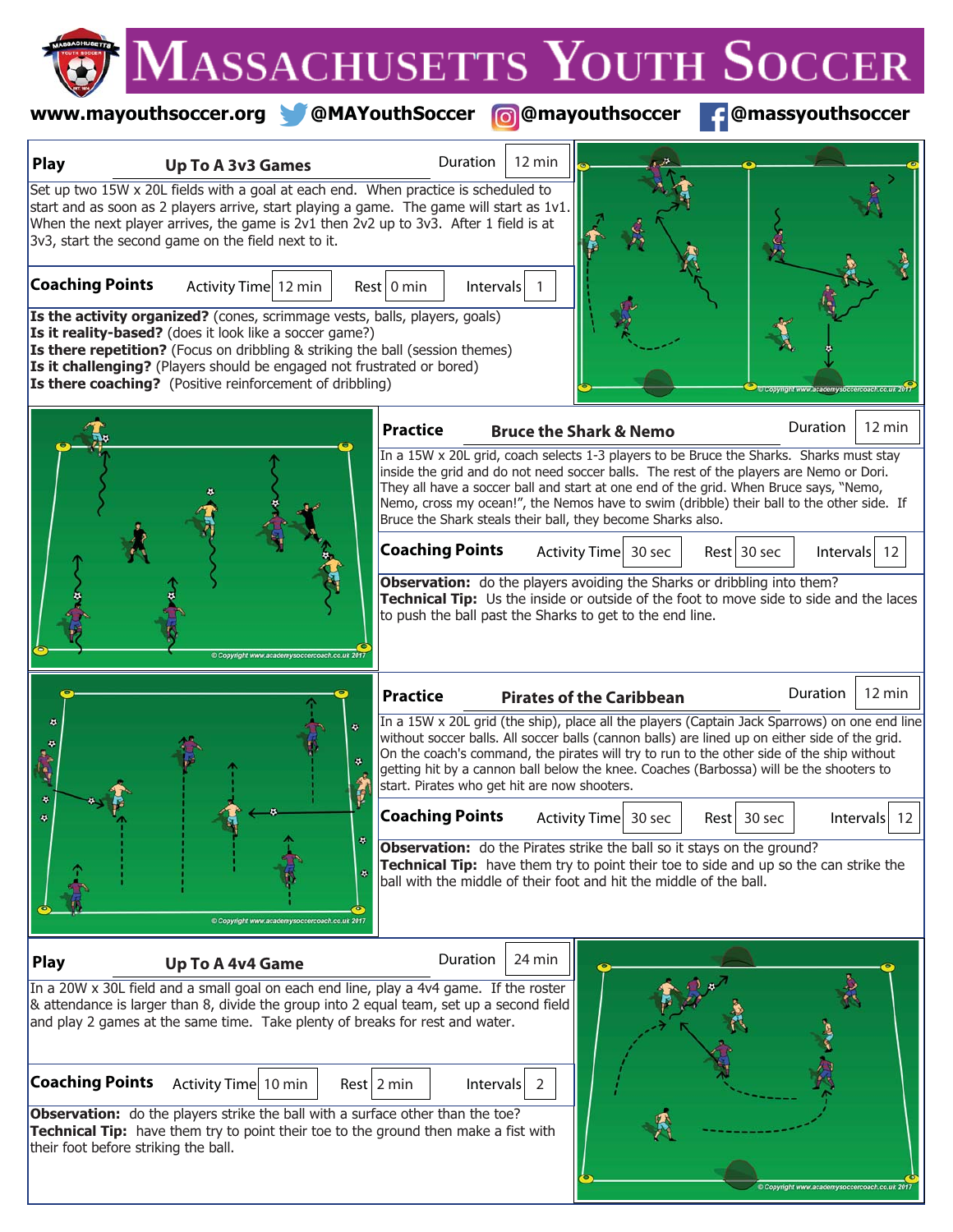# Massachusetts Youth Soccer

www.mayouthsoccer.org @MAYouthSoccer @mayouthsoccer @massyouthsoccer

## Play — Up To A 3v3 Games

Duration: 12 min

Set up two 15W x 20L fields with a goal at each end. When practice is scheduled to start and as soon as 2 players arrive, start playing a game. The game will start as 1v1. When the next player arrives, the game is 2v1 then 2v2 up to 3v3. After 1 field is at 3v3, start the second game on the field next to it.

**Coaching Points** — Activity Time: 12 min | Rest: 0 min | Intervals: 1

**Is the activity organized?** (cones, scrimmage vests, balls, players, goals)
**Is it reality-based?** (does it look like a soccer game?)
**Is there repetition?** (Focus on dribbling & striking the ball (session themes)
**Is it challenging?** (Players should be engaged not frustrated or bored)
**Is there coaching?** (Positive reinforcement of dribbling)

© Copyright www.academysoccercoach.co.uk 2017

## Practice — Bruce the Shark & Nemo

Duration: 12 min

In a 15W x 20L grid, coach selects 1-3 players to be Bruce the Sharks. Sharks must stay inside the grid and do not need soccer balls. The rest of the players are Nemo or Dori. They all have a soccer ball and start at one end of the grid. When Bruce says, "Nemo, Nemo, cross my ocean!", the Nemos have to swim (dribble) their ball to the other side. If Bruce the Shark steals their ball, they become Sharks also.

**Coaching Points** — Activity Time: 30 sec | Rest: 30 sec | Intervals: 12

**Observation:** do the players avoiding the Sharks or dribbling into them?
**Technical Tip:** Us the inside or outside of the foot to move side to side and the laces to push the ball past the Sharks to get to the end line.

© Copyright www.academysoccercoach.co.uk 2017

## Practice — Pirates of the Caribbean

Duration: 12 min

In a 15W x 20L grid (the ship), place all the players (Captain Jack Sparrows) on one end line without soccer balls. All soccer balls (cannon balls) are lined up on either side of the grid. On the coach's command, the pirates will try to run to the other side of the ship without getting hit by a cannon ball below the knee. Coaches (Barbossa) will be the shooters to start. Pirates who get hit are now shooters.

**Coaching Points** — Activity Time: 30 sec | Rest: 30 sec | Intervals: 12

**Observation:** do the Pirates strike the ball so it stays on the ground?
**Technical Tip:** have them try to point their toe to side and up so the can strike the ball with the middle of their foot and hit the middle of the ball.

© Copyright www.academysoccercoach.co.uk 2017

## Play — Up To A 4v4 Game

Duration: 24 min

In a 20W x 30L field and a small goal on each end line, play a 4v4 game. If the roster & attendance is larger than 8, divide the group into 2 equal team, set up a second field and play 2 games at the same time. Take plenty of breaks for rest and water.

**Coaching Points** — Activity Time: 10 min | Rest: 2 min | Intervals: 2

**Observation:** do the players strike the ball with a surface other than the toe?
**Technical Tip:** have them try to point their toe to the ground then make a fist with their foot before striking the ball.

© Copyright www.academysoccercoach.co.uk 2017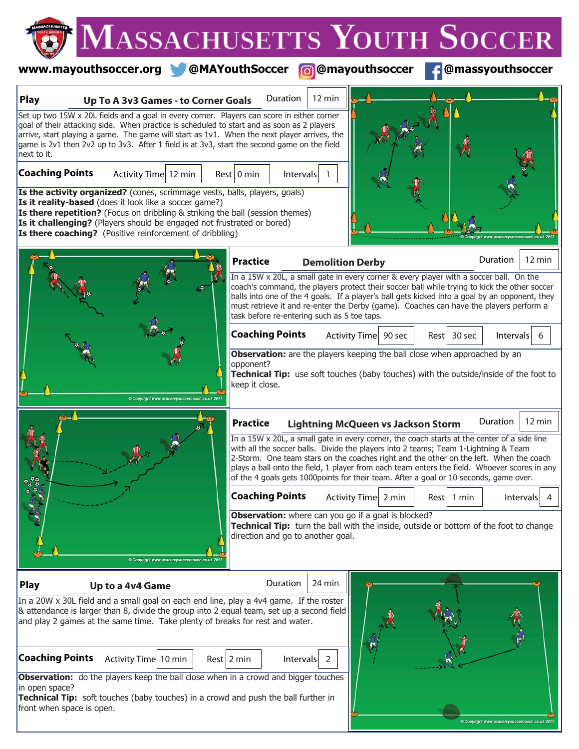# Massachusetts Youth Soccer

www.mayouthsoccer.org @MAYouthSoccer @mayouthsoccer @massyouthsoccer

## Play — Up To A 3v3 Games - to Corner Goals

**Duration:** 12 min

Set up two 15W x 20L fields and a goal in every corner. Players can score in either corner goal of their attacking side. When practice is scheduled to start and as soon as 2 players arrive, start playing a game. The game will start as 1v1. When the next player arrives, the game is 2v1 then 2v2 up to 3v3. After 1 field is at 3v3, start the second game on the field next to it.

**Coaching Points**

| Activity Time | Rest | Intervals |
|---|---|---|
| 12 min | 0 min | 1 |

**Is the activity organized?** (cones, scrimmage vests, balls, players, goals)
**Is it reality-based** (does it look like a soccer game?)
**Is there repetition?** (Focus on dribbling & striking the ball (session themes)
**Is it challenging?** (Players should be engaged not frustrated or bored)
**Is there coaching?** (Positive reinforcement of dribbling)

## Practice — Demolition Derby

**Duration:** 12 min

In a 15W x 20L, a small gate in every corner & every player with a soccer ball. On the coach's command, the players protect their soccer ball while trying to kick the other soccer balls into one of the 4 goals. If a player's ball gets kicked into a goal by an opponent, they must retrieve it and re-enter the Derby (game). Coaches can have the players perform a task before re-entering such as 5 toe taps.

**Coaching Points**

| Activity Time | Rest | Intervals |
|---|---|---|
| 90 sec | 30 sec | 6 |

**Observation:** are the players keeping the ball close when approached by an opponent?
**Technical Tip:** use soft touches (baby touches) with the outside/inside of the foot to keep it close.

## Practice — Lightning McQueen vs Jackson Storm

**Duration:** 12 min

In a 15W x 20L, a small gate in every corner, the coach starts at the center of a side line with all the soccer balls. Divide the players into 2 teams; Team 1-Lightning & Team 2-Storm. One team stars on the coaches right and the other on the left. When the coach plays a ball onto the field, 1 player from each team enters the field. Whoever scores in any of the 4 goals gets 1000points for their team. After a goal or 10 seconds, game over.

**Coaching Points**

| Activity Time | Rest | Intervals |
|---|---|---|
| 2 min | 1 min | 4 |

**Observation:** where can you go if a goal is blocked?
**Technical Tip:** turn the ball with the inside, outside or bottom of the foot to change direction and go to another goal.

## Play — Up to a 4v4 Game

**Duration:** 24 min

In a 20W x 30L field and a small goal on each end line, play a 4v4 game. If the roster & attendance is larger than 8, divide the group into 2 equal team, set up a second field and play 2 games at the same time. Take plenty of breaks for rest and water.

**Coaching Points**

| Activity Time | Rest | Intervals |
|---|---|---|
| 10 min | 2 min | 2 |

**Observation:** do the players keep the ball close when in a crowd and bigger touches in open space?
**Technical Tip:** soft touches (baby touches) in a crowd and push the ball further in front when space is open.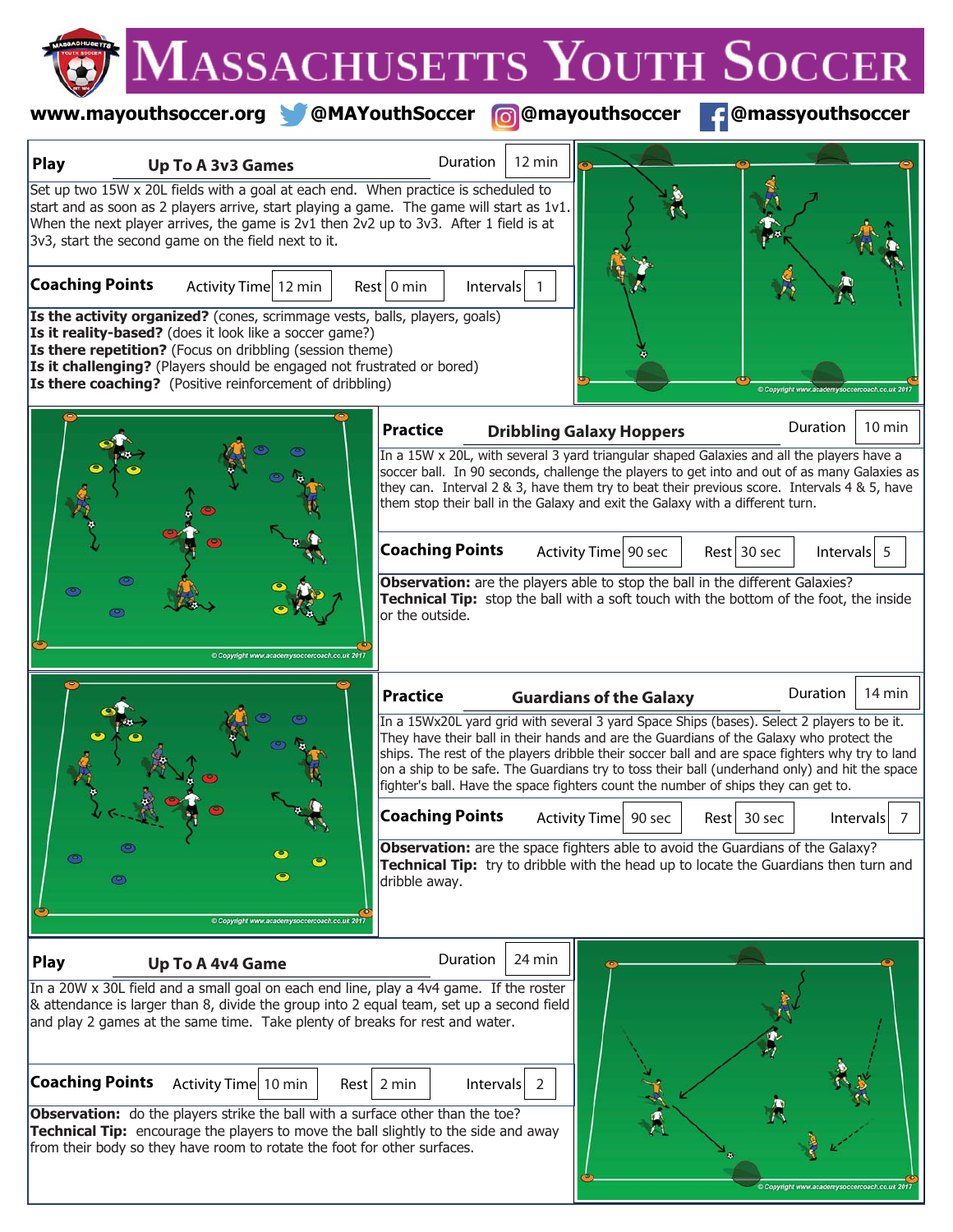# Massachusetts Youth Soccer

www.mayouthsoccer.org @MAYouthSoccer @mayouthsoccer @massyouthsoccer

## Play — Up To A 3v3 Games

Duration: 12 min

Set up two 15W x 20L fields with a goal at each end. When practice is scheduled to start and as soon as 2 players arrive, start playing a game. The game will start as 1v1. When the next player arrives, the game is 2v1 then 2v2 up to 3v3. After 1 field is at 3v3, start the second game on the field next to it.

**Coaching Points** — Activity Time: 12 min | Rest: 0 min | Intervals: 1

**Is the activity organized?** (cones, scrimmage vests, balls, players, goals)
**Is it reality-based?** (does it look like a soccer game?)
**Is there repetition?** (Focus on dribbling (session theme)
**Is it challenging?** (Players should be engaged not frustrated or bored)
**Is there coaching?** (Positive reinforcement of dribbling)

© Copyright www.academysoccercoach.co.uk 2017

## Practice — Dribbling Galaxy Hoppers

Duration: 10 min

In a 15W x 20L, with several 3 yard triangular shaped Galaxies and all the players have a soccer ball. In 90 seconds, challenge the players to get into and out of as many Galaxies as they can. Interval 2 & 3, have them try to beat their previous score. Intervals 4 & 5, have them stop their ball in the Galaxy and exit the Galaxy with a different turn.

**Coaching Points** — Activity Time: 90 sec | Rest: 30 sec | Intervals: 5

**Observation:** are the players able to stop the ball in the different Galaxies?
**Technical Tip:** stop the ball with a soft touch with the bottom of the foot, the inside or the outside.

© Copyright www.academysoccercoach.co.uk 2017

## Practice — Guardians of the Galaxy

Duration: 14 min

In a 15Wx20L yard grid with several 3 yard Space Ships (bases). Select 2 players to be it. They have their ball in their hands and are the Guardians of the Galaxy who protect the ships. The rest of the players dribble their soccer ball and are space fighters why try to land on a ship to be safe. The Guardians try to toss their ball (underhand only) and hit the space fighter's ball. Have the space fighters count the number of ships they can get to.

**Coaching Points** — Activity Time: 90 sec | Rest: 30 sec | Intervals: 7

**Observation:** are the space fighters able to avoid the Guardians of the Galaxy?
**Technical Tip:** try to dribble with the head up to locate the Guardians then turn and dribble away.

© Copyright www.academysoccercoach.co.uk 2017

## Play — Up To A 4v4 Game

Duration: 24 min

In a 20W x 30L field and a small goal on each end line, play a 4v4 game. If the roster & attendance is larger than 8, divide the group into 2 equal team, set up a second field and play 2 games at the same time. Take plenty of breaks for rest and water.

**Coaching Points** — Activity Time: 10 min | Rest: 2 min | Intervals: 2

**Observation:** do the players strike the ball with a surface other than the toe?
**Technical Tip:** encourage the players to move the ball slightly to the side and away from their body so they have room to rotate the foot for other surfaces.

© Copyright www.academysoccercoach.co.uk 2017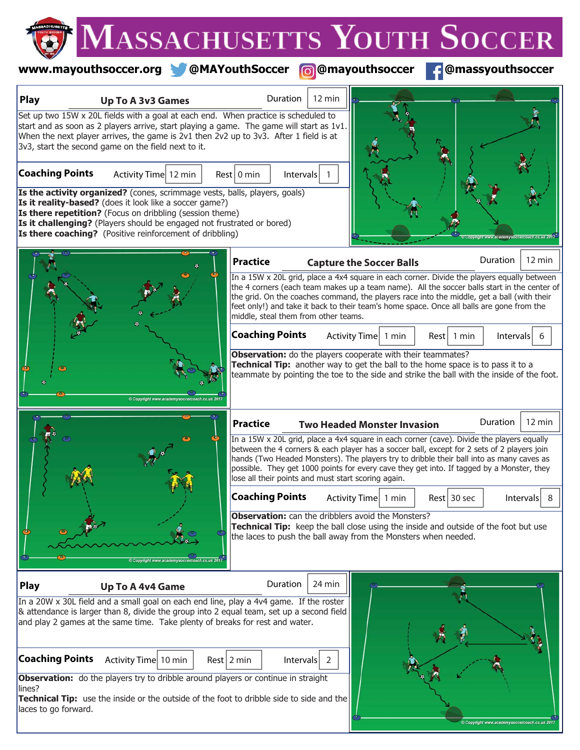# Massachusetts Youth Soccer

www.mayouthsoccer.org @MAYouthSoccer @mayouthsoccer @massyouthsoccer

## Play — Up To A 3v3 Games

Duration: 12 min

Set up two 15W x 20L fields with a goal at each end. When practice is scheduled to start and as soon as 2 players arrive, start playing a game. The game will start as 1v1. When the next player arrives, the game is 2v1 then 2v2 up to 3v3. After 1 field is at 3v3, start the second game on the field next to it.

| Coaching Points | Activity Time | Rest | Intervals |
|---|---|---|---|
| | 12 min | 0 min | 1 |

**Is the activity organized?** (cones, scrimmage vests, balls, players, goals)
**Is it reality-based?** (does it look like a soccer game?)
**Is there repetition?** (Focus on dribbling (session theme)
**Is it challenging?** (Players should be engaged not frustrated or bored)
**Is there coaching?** (Positive reinforcement of dribbling)

## Practice — Capture the Soccer Balls

Duration: 12 min

In a 15W x 20L grid, place a 4x4 square in each corner. Divide the players equally between the 4 corners (each team makes up a team name). All the soccer balls start in the center of the grid. On the coaches command, the players race into the middle, get a ball (with their feet only!) and take it back to their team's home space. Once all balls are gone from the middle, steal them from other teams.

| Coaching Points | Activity Time | Rest | Intervals |
|---|---|---|---|
| | 1 min | 1 min | 6 |

**Observation:** do the players cooperate with their teammates?
**Technical Tip:** another way to get the ball to the home space is to pass it to a teammate by pointing the toe to the side and strike the ball with the inside of the foot.

## Practice — Two Headed Monster Invasion

Duration: 12 min

In a 15W x 20L grid, place a 4x4 square in each corner (cave). Divide the players equally between the 4 corners & each player has a soccer ball, except for 2 sets of 2 players join hands (Two Headed Monsters). The players try to dribble their ball into as many caves as possible. They get 1000 points for every cave they get into. If tagged by a Monster, they lose all their points and must start scoring again.

| Coaching Points | Activity Time | Rest | Intervals |
|---|---|---|---|
| | 1 min | 30 sec | 8 |

**Observation:** can the dribblers avoid the Monsters?
**Technical Tip:** keep the ball close using the inside and outside of the foot but use the laces to push the ball away from the Monsters when needed.

## Play — Up To A 4v4 Game

Duration: 24 min

In a 20W x 30L field and a small goal on each end line, play a 4v4 game. If the roster & attendance is larger than 8, divide the group into 2 equal team, set up a second field and play 2 games at the same time. Take plenty of breaks for rest and water.

| Coaching Points | Activity Time | Rest | Intervals |
|---|---|---|---|
| | 10 min | 2 min | 2 |

**Observation:** do the players try to dribble around players or continue in straight lines?
**Technical Tip:** use the inside or the outside of the foot to dribble side to side and the laces to go forward.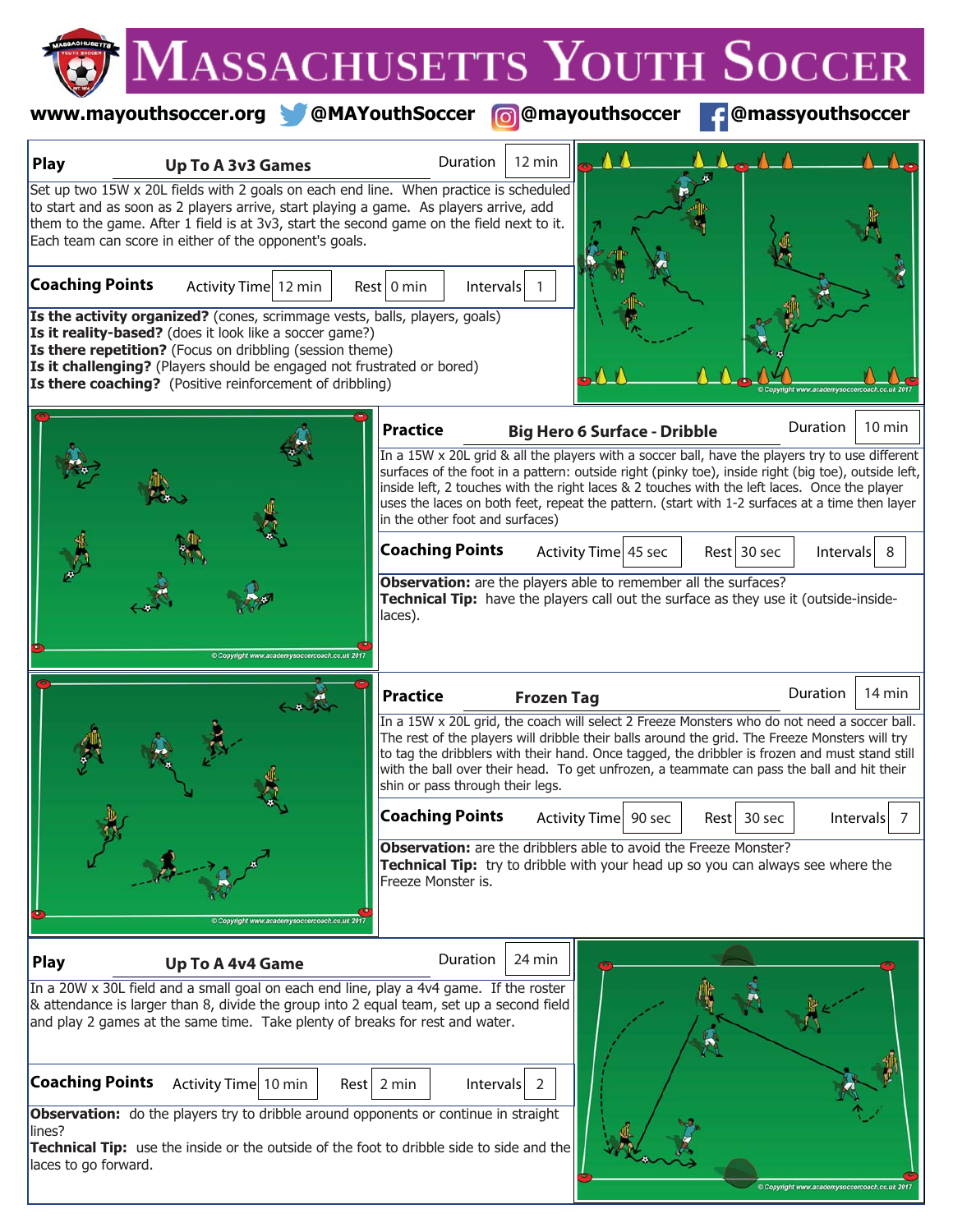# Massachusetts Youth Soccer

www.mayouthsoccer.org @MAYouthSoccer @mayouthsoccer @massyouthsoccer

## Play: Up To A 3v3 Games

**Duration:** 12 min

Set up two 15W x 20L fields with 2 goals on each end line. When practice is scheduled to start and as soon as 2 players arrive, start playing a game. As players arrive, add them to the game. After 1 field is at 3v3, start the second game on the field next to it. Each team can score in either of the opponent's goals.

**Coaching Points** — Activity Time: 12 min | Rest: 0 min | Intervals: 1

**Is the activity organized?** (cones, scrimmage vests, balls, players, goals)
**Is it reality-based?** (does it look like a soccer game?)
**Is there repetition?** (Focus on dribbling (session theme)
**Is it challenging?** (Players should be engaged not frustrated or bored)
**Is there coaching?** (Positive reinforcement of dribbling)

© Copyright www.academysoccercoach.co.uk 2017

## Practice: Big Hero 6 Surface - Dribble

**Duration:** 10 min

In a 15W x 20L grid & all the players with a soccer ball, have the players try to use different surfaces of the foot in a pattern: outside right (pinky toe), inside right (big toe), outside left, inside left, 2 touches with the right laces & 2 touches with the left laces. Once the player uses the laces on both feet, repeat the pattern. (start with 1-2 surfaces at a time then layer in the other foot and surfaces)

**Coaching Points** — Activity Time: 45 sec | Rest: 30 sec | Intervals: 8

**Observation:** are the players able to remember all the surfaces?
**Technical Tip:** have the players call out the surface as they use it (outside-inside-laces).

© Copyright www.academysoccercoach.co.uk 2017

## Practice: Frozen Tag

**Duration:** 14 min

In a 15W x 20L grid, the coach will select 2 Freeze Monsters who do not need a soccer ball. The rest of the players will dribble their balls around the grid. The Freeze Monsters will try to tag the dribblers with their hand. Once tagged, the dribbler is frozen and must stand still with the ball over their head. To get unfrozen, a teammate can pass the ball and hit their shin or pass through their legs.

**Coaching Points** — Activity Time: 90 sec | Rest: 30 sec | Intervals: 7

**Observation:** are the dribblers able to avoid the Freeze Monster?
**Technical Tip:** try to dribble with your head up so you can always see where the Freeze Monster is.

© Copyright www.academysoccercoach.co.uk 2017

## Play: Up To A 4v4 Game

**Duration:** 24 min

In a 20W x 30L field and a small goal on each end line, play a 4v4 game. If the roster & attendance is larger than 8, divide the group into 2 equal team, set up a second field and play 2 games at the same time. Take plenty of breaks for rest and water.

**Coaching Points** — Activity Time: 10 min | Rest: 2 min | Intervals: 2

**Observation:** do the players try to dribble around opponents or continue in straight lines?
**Technical Tip:** use the inside or the outside of the foot to dribble side to side and the laces to go forward.

© Copyright www.academysoccercoach.co.uk 2017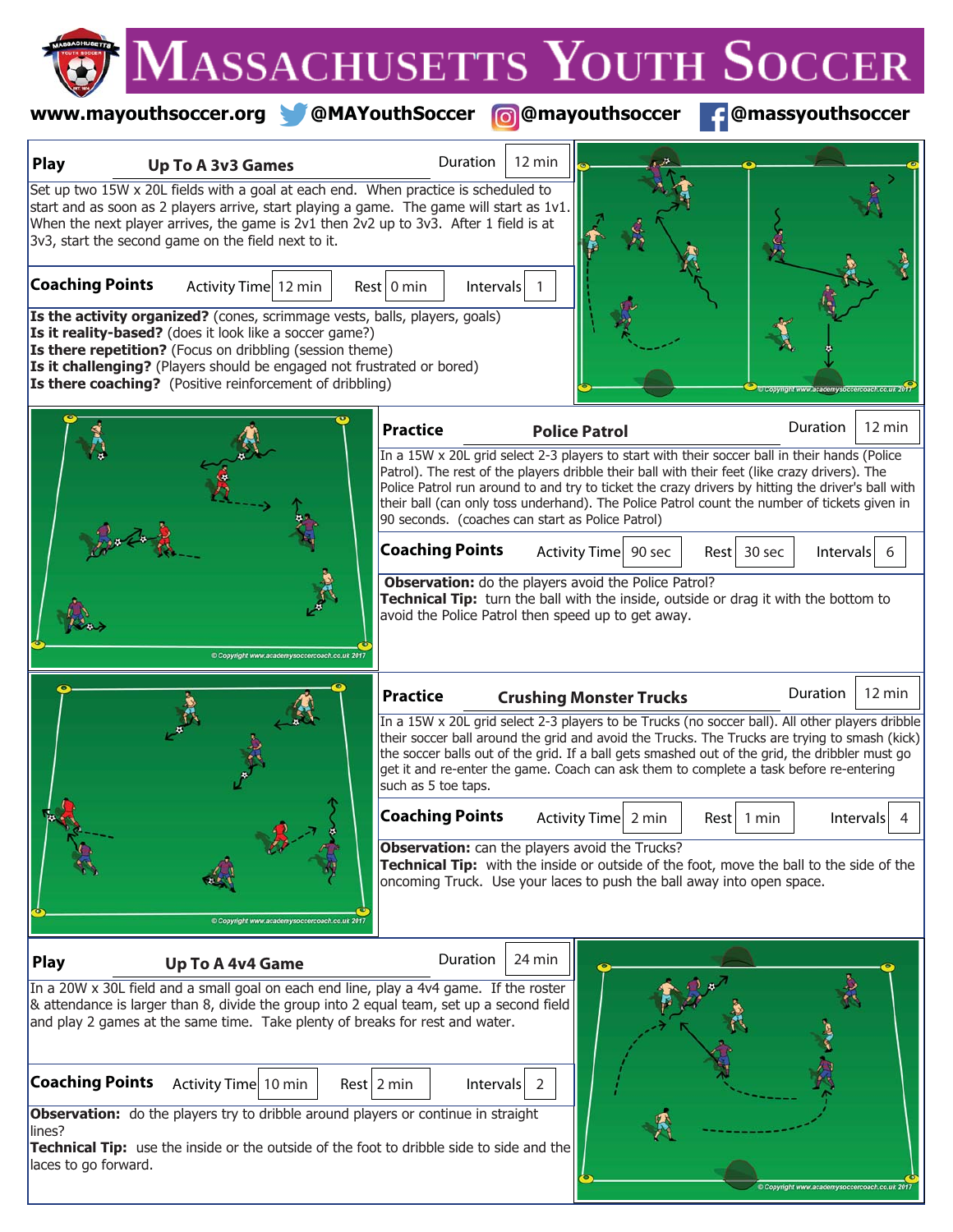# Massachusetts Youth Soccer

**www.mayouthsoccer.org** **@MAYouthSoccer** **@mayouthsoccer** **@massyouthsoccer**

## Play: Up To A 3v3 Games

Duration: 12 min

Set up two 15W x 20L fields with a goal at each end. When practice is scheduled to start and as soon as 2 players arrive, start playing a game. The game will start as 1v1. When the next player arrives, the game is 2v1 then 2v2 up to 3v3. After 1 field is at 3v3, start the second game on the field next to it.

**Coaching Points**

| Activity Time | Rest | Intervals |
| --- | --- | --- |
| 12 min | 0 min | 1 |

**Is the activity organized?** (cones, scrimmage vests, balls, players, goals)
**Is it reality-based?** (does it look like a soccer game?)
**Is there repetition?** (Focus on dribbling (session theme)
**Is it challenging?** (Players should be engaged not frustrated or bored)
**Is there coaching?** (Positive reinforcement of dribbling)

© Copyright www.academysoccercoach.co.uk 2017

## Practice: Police Patrol

Duration: 12 min

In a 15W x 20L grid select 2-3 players to start with their soccer ball in their hands (Police Patrol). The rest of the players dribble their ball with their feet (like crazy drivers). The Police Patrol run around to and try to ticket the crazy drivers by hitting the driver's ball with their ball (can only toss underhand). The Police Patrol count the number of tickets given in 90 seconds. (coaches can start as Police Patrol)

**Coaching Points**

| Activity Time | Rest | Intervals |
| --- | --- | --- |
| 90 sec | 30 sec | 6 |

**Observation:** do the players avoid the Police Patrol?
**Technical Tip:** turn the ball with the inside, outside or drag it with the bottom to avoid the Police Patrol then speed up to get away.

© Copyright www.academysoccercoach.co.uk 2017

## Practice: Crushing Monster Trucks

Duration: 12 min

In a 15W x 20L grid select 2-3 players to be Trucks (no soccer ball). All other players dribble their soccer ball around the grid and avoid the Trucks. The Trucks are trying to smash (kick) the soccer balls out of the grid. If a ball gets smashed out of the grid, the dribbler must go get it and re-enter the game. Coach can ask them to complete a task before re-entering such as 5 toe taps.

**Coaching Points**

| Activity Time | Rest | Intervals |
| --- | --- | --- |
| 2 min | 1 min | 4 |

**Observation:** can the players avoid the Trucks?
**Technical Tip:** with the inside or outside of the foot, move the ball to the side of the oncoming Truck. Use your laces to push the ball away into open space.

© Copyright www.academysoccercoach.co.uk 2017

## Play: Up To A 4v4 Game

Duration: 24 min

In a 20W x 30L field and a small goal on each end line, play a 4v4 game. If the roster & attendance is larger than 8, divide the group into 2 equal team, set up a second field and play 2 games at the same time. Take plenty of breaks for rest and water.

**Coaching Points**

| Activity Time | Rest | Intervals |
| --- | --- | --- |
| 10 min | 2 min | 2 |

**Observation:** do the players try to dribble around players or continue in straight lines?
**Technical Tip:** use the inside or the outside of the foot to dribble side to side and the laces to go forward.

© Copyright www.academysoccercoach.co.uk 2017